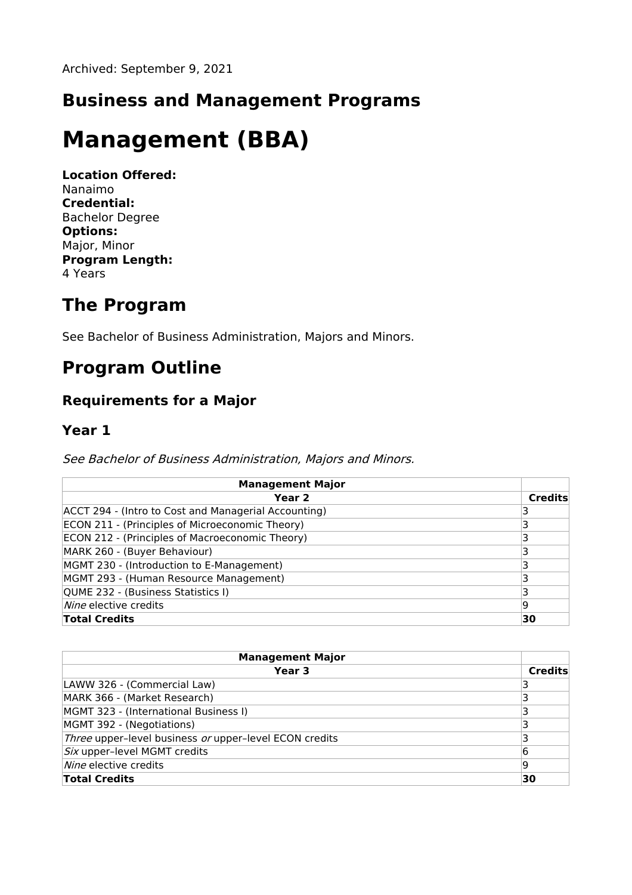Archived: September 9, 2021

## Business and Management Programs

# Management (BBA)

**Location Offered:**
Nanaimo
**Credential:**
Bachelor Degree
**Options:**
Major, Minor
**Program Length:**
4 Years

## The Program

See Bachelor of Business Administration, Majors and Minors.

## Program Outline

### Requirements for a Major

### Year 1

*See Bachelor of Business Administration, Majors and Minors.*

| Management Major | |
|---|---|
| **Year 2** | **Credits** |
| ACCT 294 - (Intro to Cost and Managerial Accounting) | 3 |
| ECON 211 - (Principles of Microeconomic Theory) | 3 |
| ECON 212 - (Principles of Macroeconomic Theory) | 3 |
| MARK 260 - (Buyer Behaviour) | 3 |
| MGMT 230 - (Introduction to E-Management) | 3 |
| MGMT 293 - (Human Resource Management) | 3 |
| QUME 232 - (Business Statistics I) | 3 |
| *Nine* elective credits | 9 |
| **Total Credits** | **30** |

| Management Major | |
|---|---|
| **Year 3** | **Credits** |
| LAWW 326 - (Commercial Law) | 3 |
| MARK 366 - (Market Research) | 3 |
| MGMT 323 - (International Business I) | 3 |
| MGMT 392 - (Negotiations) | 3 |
| *Three* upper–level business *or* upper–level ECON credits | 3 |
| *Six* upper–level MGMT credits | 6 |
| *Nine* elective credits | 9 |
| **Total Credits** | **30** |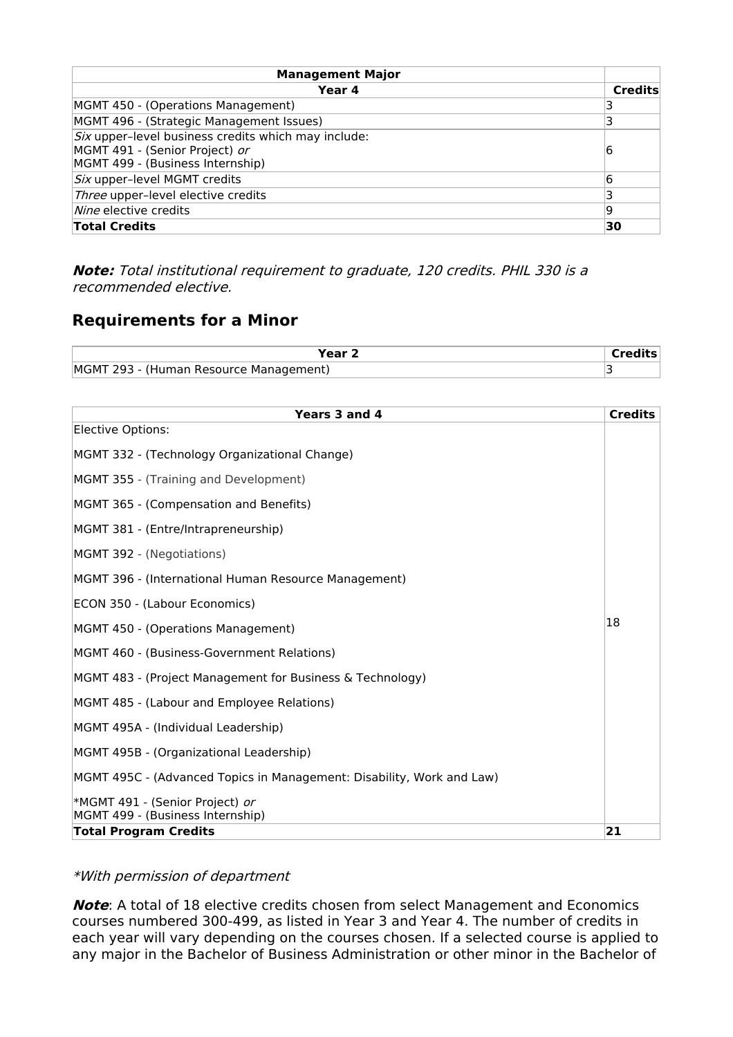| Management Major | |
|---|---|
| **Year 4** | **Credits** |
| MGMT 450 - (Operations Management) | 3 |
| MGMT 496 - (Strategic Management Issues) | 3 |
| *Six* upper–level business credits which may include:<br>MGMT 491 - (Senior Project) *or*<br>MGMT 499 - (Business Internship) | 6 |
| *Six* upper–level MGMT credits | 6 |
| *Three* upper–level elective credits | 3 |
| *Nine* elective credits | 9 |
| **Total Credits** | **30** |

***Note:*** *Total institutional requirement to graduate, 120 credits. PHIL 330 is a recommended elective.*

## Requirements for a Minor

| Year 2 | Credits |
|---|---|
| MGMT 293 - (Human Resource Management) | 3 |

| Years 3 and 4 | Credits |
|---|---|
| Elective Options:<br><br>MGMT 332 - (Technology Organizational Change)<br><br>MGMT 355 - (Training and Development)<br><br>MGMT 365 - (Compensation and Benefits)<br><br>MGMT 381 - (Entre/Intrapreneurship)<br><br>MGMT 392 - (Negotiations)<br><br>MGMT 396 - (International Human Resource Management)<br><br>ECON 350 - (Labour Economics)<br><br>MGMT 450 - (Operations Management)<br><br>MGMT 460 - (Business-Government Relations)<br><br>MGMT 483 - (Project Management for Business & Technology)<br><br>MGMT 485 - (Labour and Employee Relations)<br><br>MGMT 495A - (Individual Leadership)<br><br>MGMT 495B - (Organizational Leadership)<br><br>MGMT 495C - (Advanced Topics in Management: Disability, Work and Law)<br><br>*MGMT 491 - (Senior Project) *or*<br>MGMT 499 - (Business Internship) | 18 |
| **Total Program Credits** | **21** |

**With permission of department*

***Note***: A total of 18 elective credits chosen from select Management and Economics courses numbered 300-499, as listed in Year 3 and Year 4. The number of credits in each year will vary depending on the courses chosen. If a selected course is applied to any major in the Bachelor of Business Administration or other minor in the Bachelor of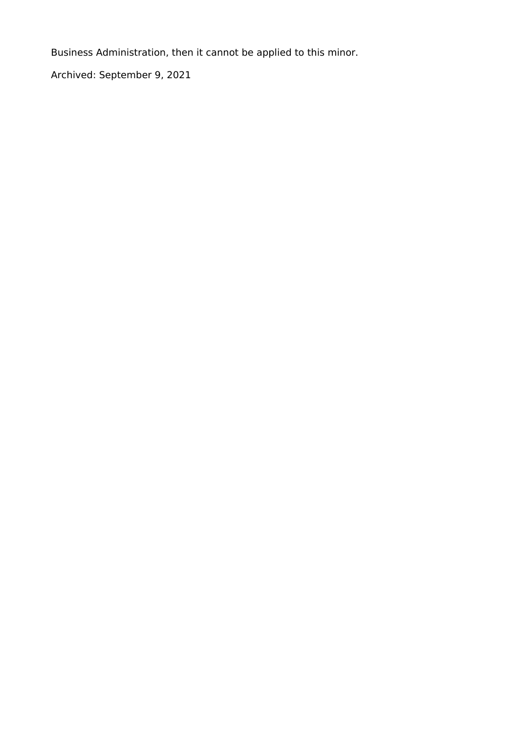Business Administration, then it cannot be applied to this minor.

Archived: September 9, 2021